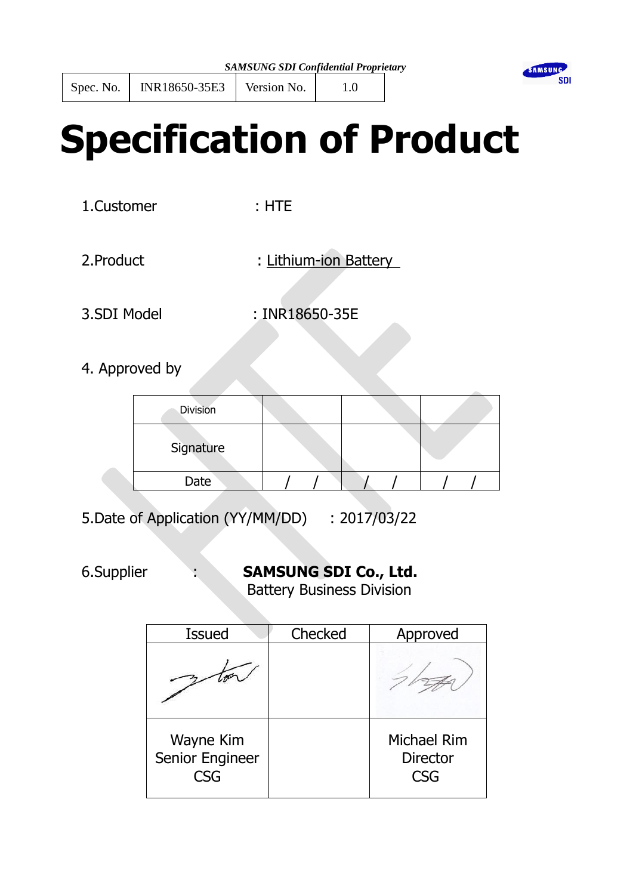*SAMSUNG SDI Confidential Proprietary*

| Spec. No. | INR18650-35E3 | Version No. | 1.0 |
|---|---|---|---|

# Specification of Product

1.Customer : HTE

2.Product : Lithium-ion Battery

3.SDI Model : INR18650-35E

4. Approved by

| Division | | | |
|---|---|---|---|
| Signature | | | |
| Date | / / | / / | / / |

5.Date of Application (YY/MM/DD) : 2017/03/22

6.Supplier : **SAMSUNG SDI Co., Ltd.**
Battery Business Division

| Issued | Checked | Approved |
|---|---|---|
| (signature) | | (signature) |
| Wayne Kim<br>Senior Engineer<br>CSG | | Michael Rim<br>Director<br>CSG |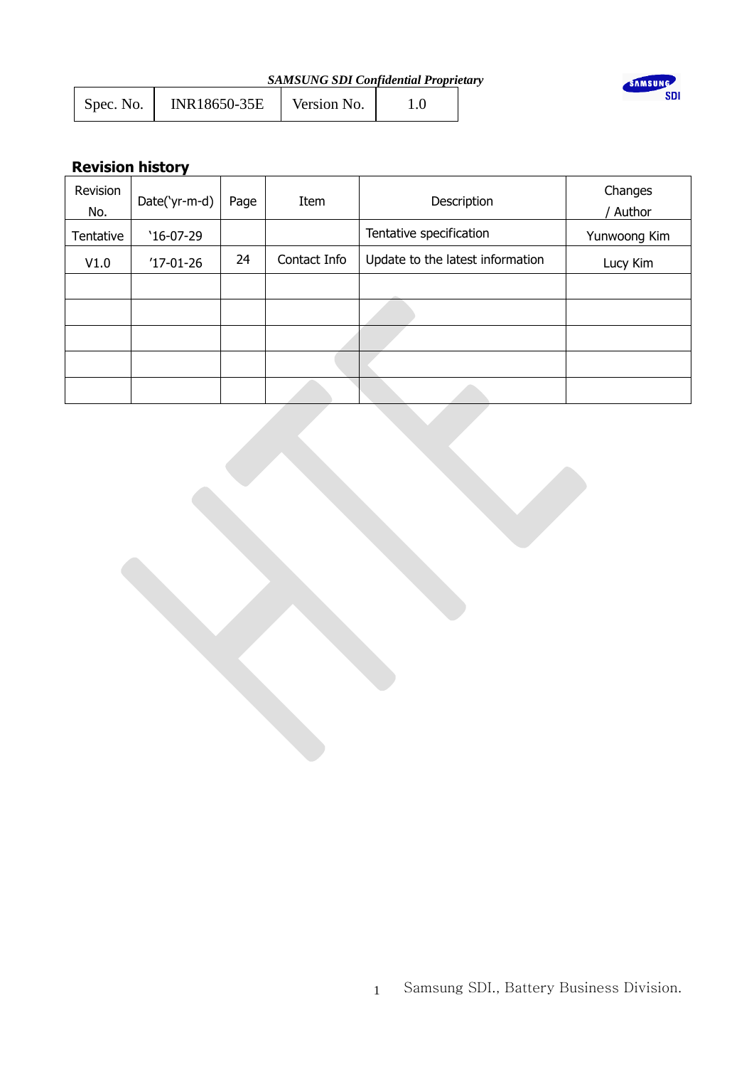*SAMSUNG SDI Confidential Proprietary*

| Spec. No. | INR18650-35E | Version No. | 1.0 |
|---|---|---|---|

## Revision history

| Revision No. | Date('yr-m-d) | Page | Item | Description | Changes / Author |
|---|---|---|---|---|---|
| Tentative | '16-07-29 | | | Tentative specification | Yunwoong Kim |
| V1.0 | '17-01-26 | 24 | Contact Info | Update to the latest information | Lucy Kim |
| | | | | | |
| | | | | | |
| | | | | | |
| | | | | | |
| | | | | | |

Samsung SDI., Battery Business Division.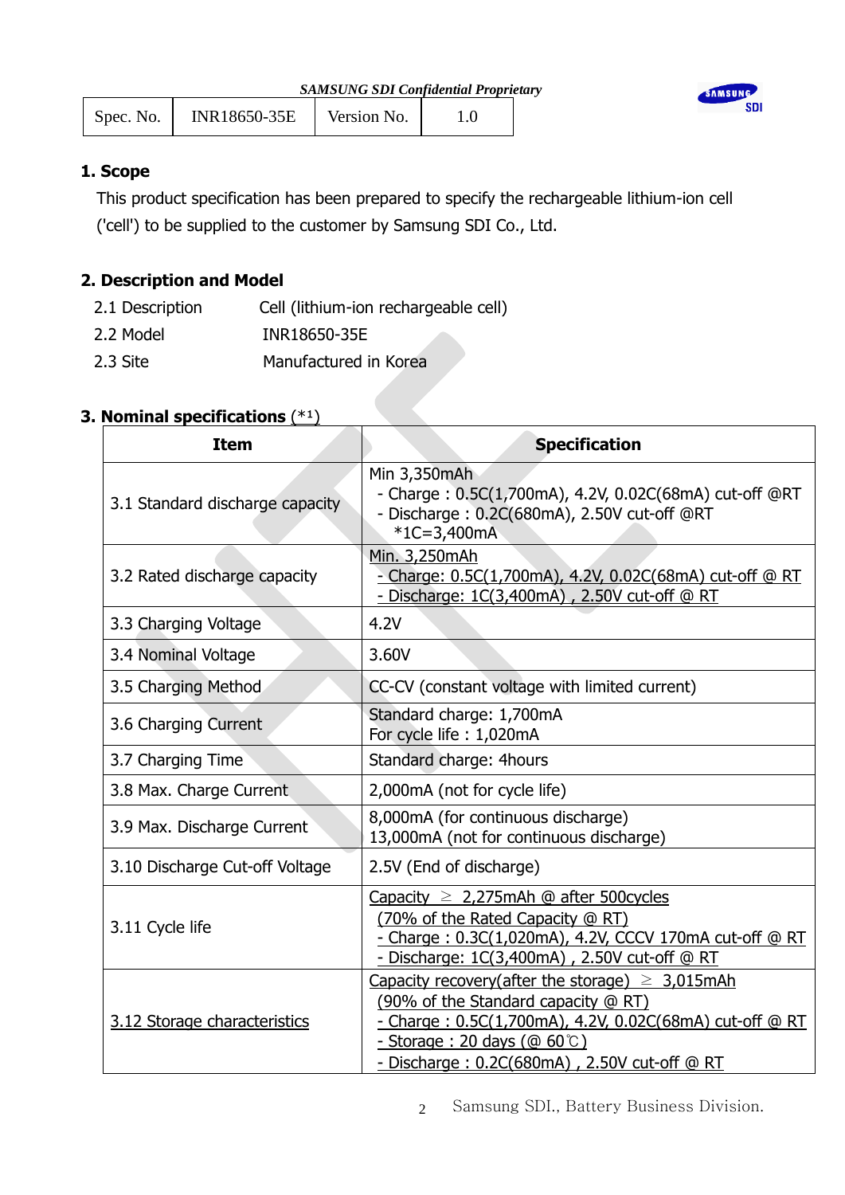*SAMSUNG SDI Confidential Proprietary*

| Spec. No. | INR18650-35E | Version No. | 1.0 |
|---|---|---|---|

## 1. Scope

This product specification has been prepared to specify the rechargeable lithium-ion cell ('cell') to be supplied to the customer by Samsung SDI Co., Ltd.

## 2. Description and Model

2.1 Description  Cell (lithium-ion rechargeable cell)

2.2 Model  INR18650-35E

2.3 Site  Manufactured in Korea

## 3. Nominal specifications (*1)

| Item | Specification |
|---|---|
| 3.1 Standard discharge capacity | Min 3,350mAh<br>- Charge : 0.5C(1,700mA), 4.2V, 0.02C(68mA) cut-off @RT<br>- Discharge : 0.2C(680mA), 2.50V cut-off @RT<br>*1C=3,400mA |
| 3.2 Rated discharge capacity | Min. 3,250mAh<br>- Charge: 0.5C(1,700mA), 4.2V, 0.02C(68mA) cut-off @ RT<br>- Discharge: 1C(3,400mA) , 2.50V cut-off @ RT |
| 3.3 Charging Voltage | 4.2V |
| 3.4 Nominal Voltage | 3.60V |
| 3.5 Charging Method | CC-CV (constant voltage with limited current) |
| 3.6 Charging Current | Standard charge: 1,700mA<br>For cycle life : 1,020mA |
| 3.7 Charging Time | Standard charge: 4hours |
| 3.8 Max. Charge Current | 2,000mA (not for cycle life) |
| 3.9 Max. Discharge Current | 8,000mA (for continuous discharge)<br>13,000mA (not for continuous discharge) |
| 3.10 Discharge Cut-off Voltage | 2.5V (End of discharge) |
| 3.11 Cycle life | Capacity ≥ 2,275mAh @ after 500cycles<br>(70% of the Rated Capacity @ RT)<br>- Charge : 0.3C(1,020mA), 4.2V, CCCV 170mA cut-off @ RT<br>- Discharge: 1C(3,400mA) , 2.50V cut-off @ RT |
| 3.12 Storage characteristics | Capacity recovery(after the storage) ≥ 3,015mAh<br>(90% of the Standard capacity @ RT)<br>- Charge : 0.5C(1,700mA), 4.2V, 0.02C(68mA) cut-off @ RT<br>- Storage : 20 days (@ 60℃)<br>- Discharge : 0.2C(680mA) , 2.50V cut-off @ RT |

Samsung SDI., Battery Business Division.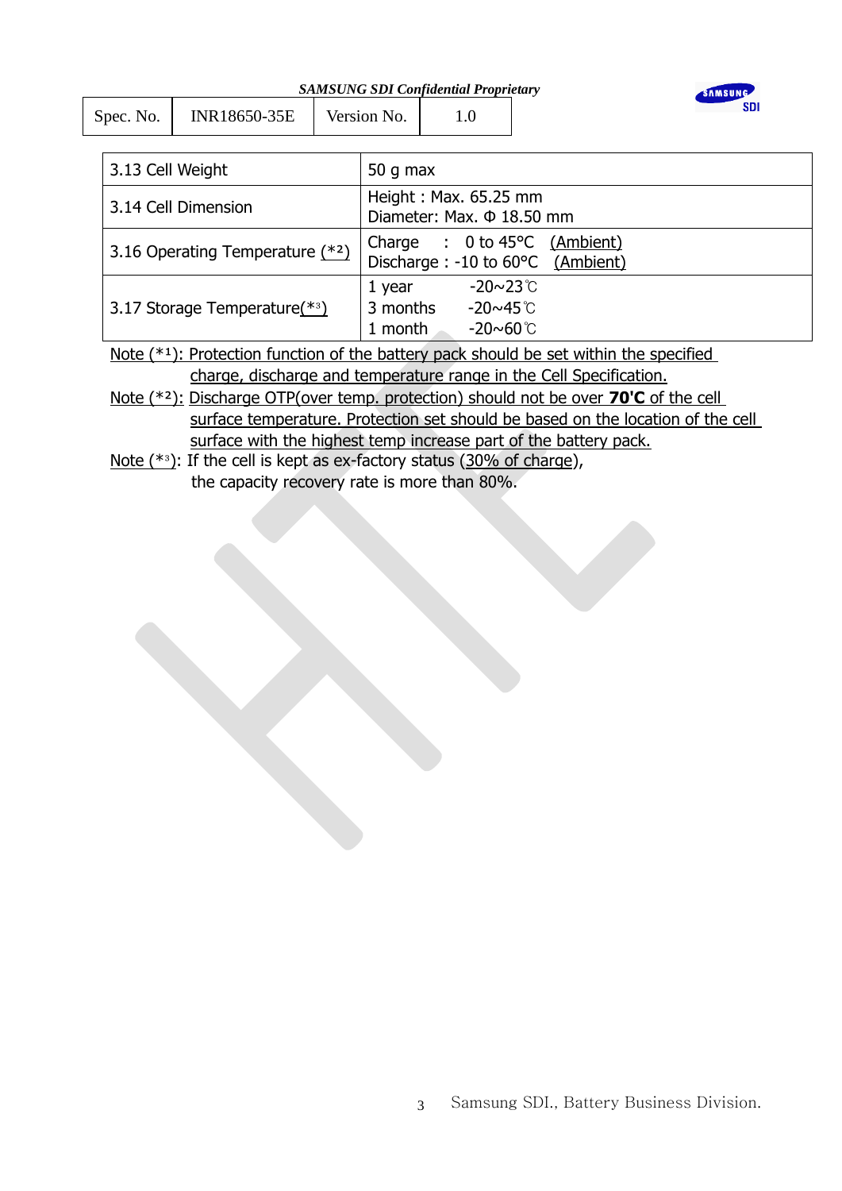| 3.13 Cell Weight | 50 g max |
|---|---|
| 3.14 Cell Dimension | Height : Max. 65.25 mm<br>Diameter: Max. Φ 18.50 mm |
| 3.16 Operating Temperature (*²) | Charge : 0 to 45°C (Ambient)<br>Discharge : -10 to 60°C (Ambient) |
| 3.17 Storage Temperature(*³) | 1 year -20~23℃<br>3 months -20~45℃<br>1 month -20~60℃ |

Note (*¹): Protection function of the battery pack should be set within the specified charge, discharge and temperature range in the Cell Specification.

Note (*²): Discharge OTP(over temp. protection) should not be over **70'C** of the cell surface temperature. Protection set should be based on the location of the cell surface with the highest temp increase part of the battery pack.

Note (*³): If the cell is kept as ex-factory status (30% of charge), the capacity recovery rate is more than 80%.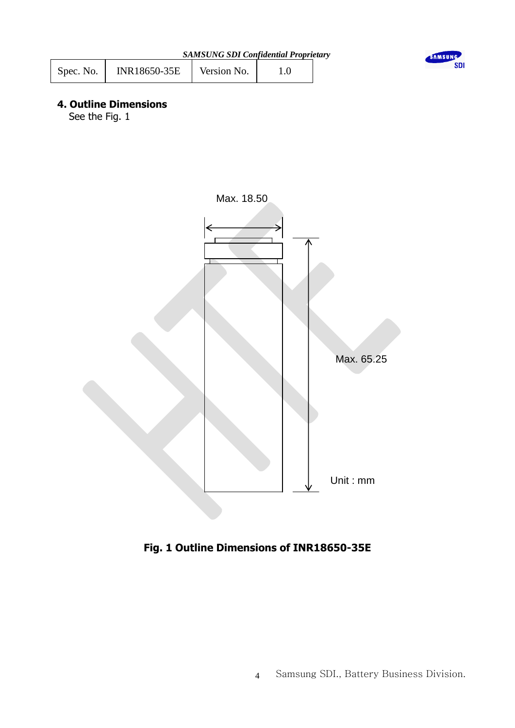## 4. Outline Dimensions

See the Fig. 1

Max. 18.50

Max. 65.25

Unit : mm

**Fig. 1 Outline Dimensions of INR18650-35E**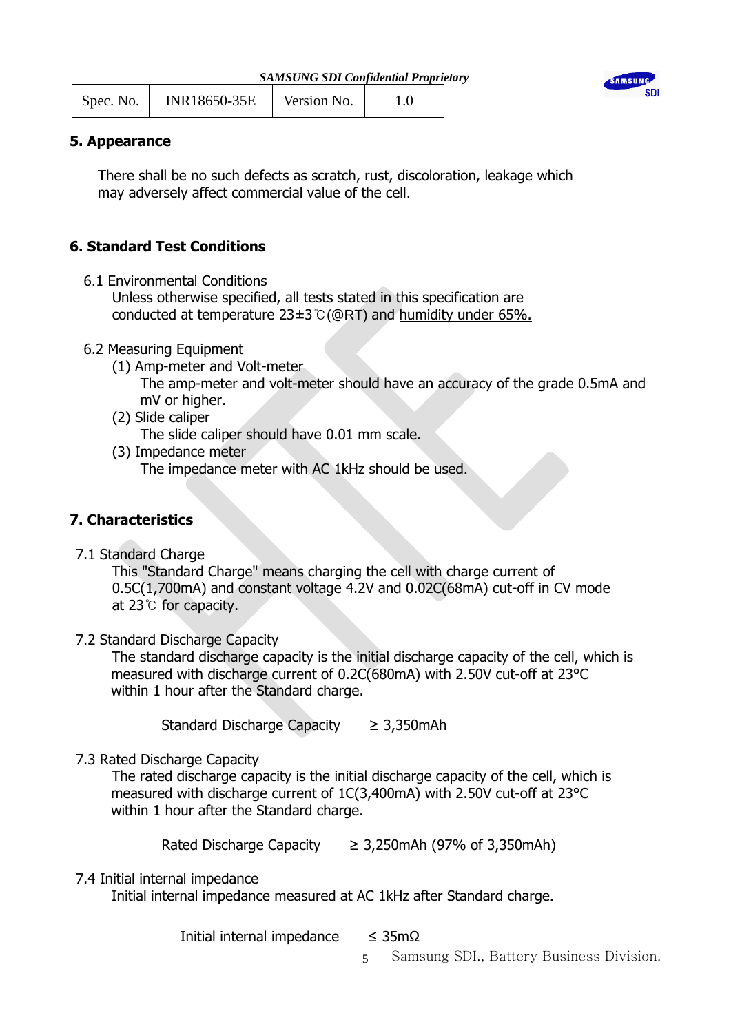## 5. Appearance

There shall be no such defects as scratch, rust, discoloration, leakage which may adversely affect commercial value of the cell.

## 6. Standard Test Conditions

6.1 Environmental Conditions

Unless otherwise specified, all tests stated in this specification are conducted at temperature 23±3℃(@RT) and humidity under 65%.

6.2 Measuring Equipment

(1) Amp-meter and Volt-meter

The amp-meter and volt-meter should have an accuracy of the grade 0.5mA and mV or higher.

(2) Slide caliper

The slide caliper should have 0.01 mm scale.

(3) Impedance meter

The impedance meter with AC 1kHz should be used.

## 7. Characteristics

7.1 Standard Charge

This "Standard Charge" means charging the cell with charge current of 0.5C(1,700mA) and constant voltage 4.2V and 0.02C(68mA) cut-off in CV mode at 23℃ for capacity.

7.2 Standard Discharge Capacity

The standard discharge capacity is the initial discharge capacity of the cell, which is measured with discharge current of 0.2C(680mA) with 2.50V cut-off at 23°C within 1 hour after the Standard charge.

Standard Discharge Capacity ≥ 3,350mAh

7.3 Rated Discharge Capacity

The rated discharge capacity is the initial discharge capacity of the cell, which is measured with discharge current of 1C(3,400mA) with 2.50V cut-off at 23°C within 1 hour after the Standard charge.

Rated Discharge Capacity ≥ 3,250mAh (97% of 3,350mAh)

7.4 Initial internal impedance

Initial internal impedance measured at AC 1kHz after Standard charge.

Initial internal impedance ≤ 35mΩ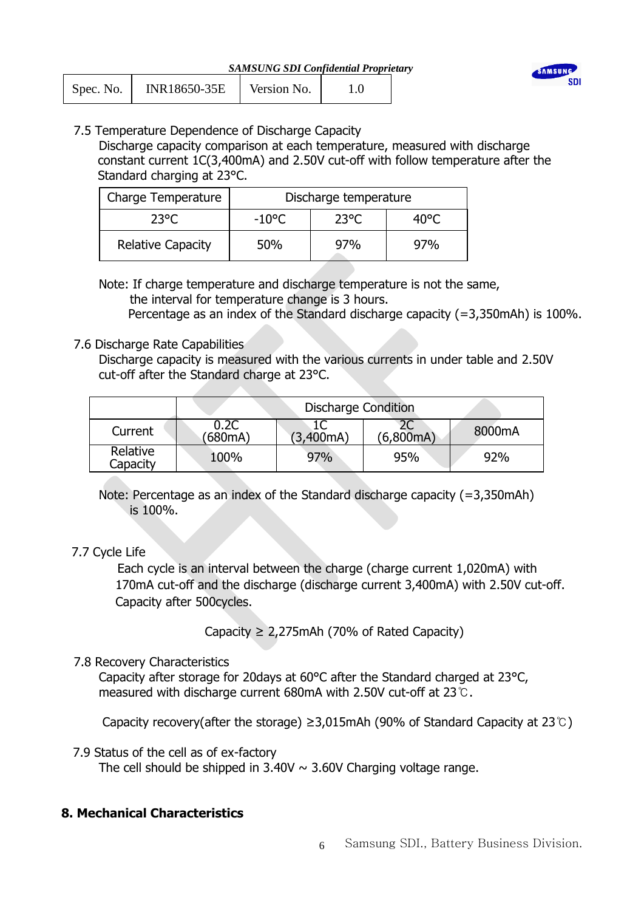7.5 Temperature Dependence of Discharge Capacity

Discharge capacity comparison at each temperature, measured with discharge constant current 1C(3,400mA) and 2.50V cut-off with follow temperature after the Standard charging at 23°C.

| Charge Temperature | Discharge temperature | | |
|---|---|---|---|
| 23°C | -10°C | 23°C | 40°C |
| Relative Capacity | 50% | 97% | 97% |

Note: If charge temperature and discharge temperature is not the same, the interval for temperature change is 3 hours.
Percentage as an index of the Standard discharge capacity (=3,350mAh) is 100%.

7.6 Discharge Rate Capabilities

Discharge capacity is measured with the various currents in under table and 2.50V cut-off after the Standard charge at 23°C.

| | Discharge Condition | | | |
|---|---|---|---|---|
| Current | 0.2C (680mA) | 1C (3,400mA) | 2C (6,800mA) | 8000mA |
| Relative Capacity | 100% | 97% | 95% | 92% |

Note: Percentage as an index of the Standard discharge capacity (=3,350mAh) is 100%.

7.7 Cycle Life

Each cycle is an interval between the charge (charge current 1,020mA) with 170mA cut-off and the discharge (discharge current 3,400mA) with 2.50V cut-off. Capacity after 500cycles.

Capacity ≥ 2,275mAh (70% of Rated Capacity)

7.8 Recovery Characteristics

Capacity after storage for 20days at 60°C after the Standard charged at 23°C, measured with discharge current 680mA with 2.50V cut-off at 23℃.

Capacity recovery(after the storage) ≥3,015mAh (90% of Standard Capacity at 23℃)

7.9 Status of the cell as of ex-factory

The cell should be shipped in 3.40V ~ 3.60V Charging voltage range.

## 8. Mechanical Characteristics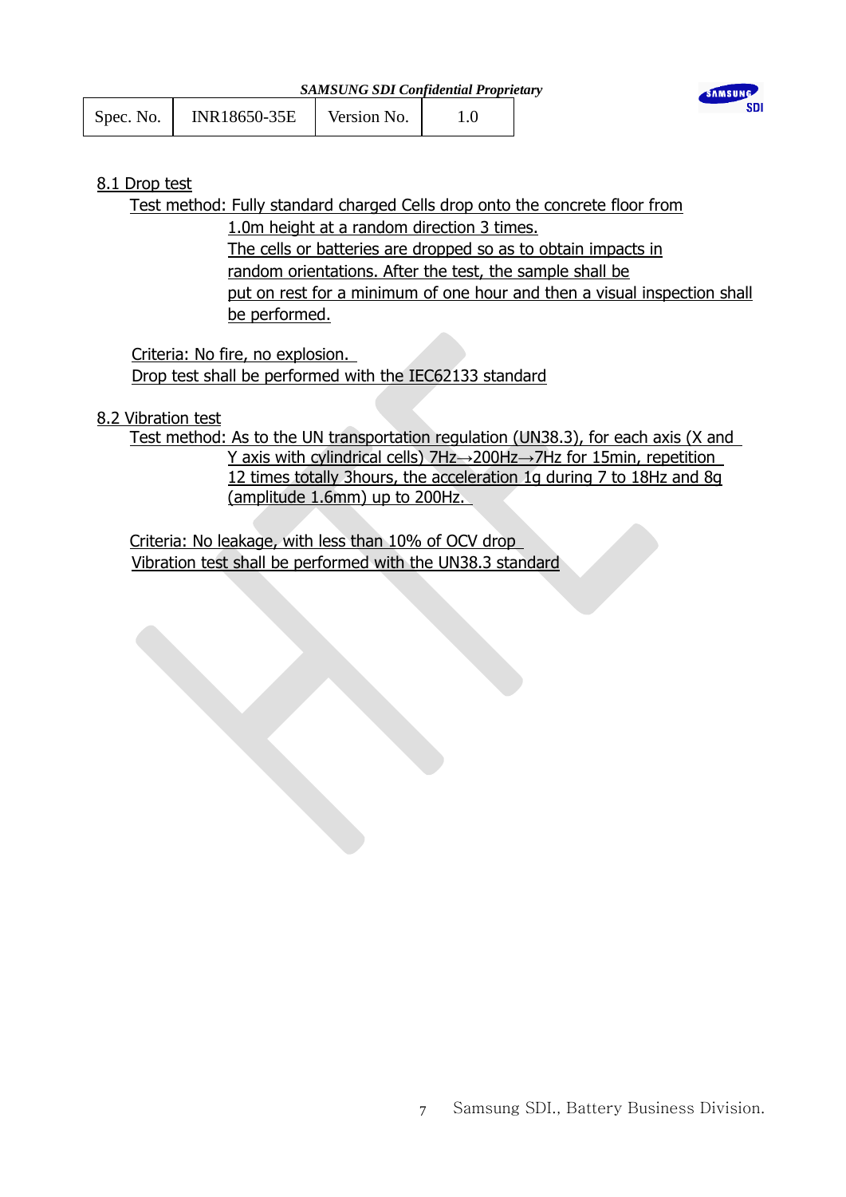## 8.1 Drop test

Test method: Fully standard charged Cells drop onto the concrete floor from 1.0m height at a random direction 3 times.
The cells or batteries are dropped so as to obtain impacts in random orientations. After the test, the sample shall be put on rest for a minimum of one hour and then a visual inspection shall be performed.

Criteria: No fire, no explosion.
Drop test shall be performed with the IEC62133 standard

## 8.2 Vibration test

Test method: As to the UN transportation regulation (UN38.3), for each axis (X and Y axis with cylindrical cells) 7Hz→200Hz→7Hz for 15min, repetition 12 times totally 3hours, the acceleration 1g during 7 to 18Hz and 8g (amplitude 1.6mm) up to 200Hz.

Criteria: No leakage, with less than 10% of OCV drop
Vibration test shall be performed with the UN38.3 standard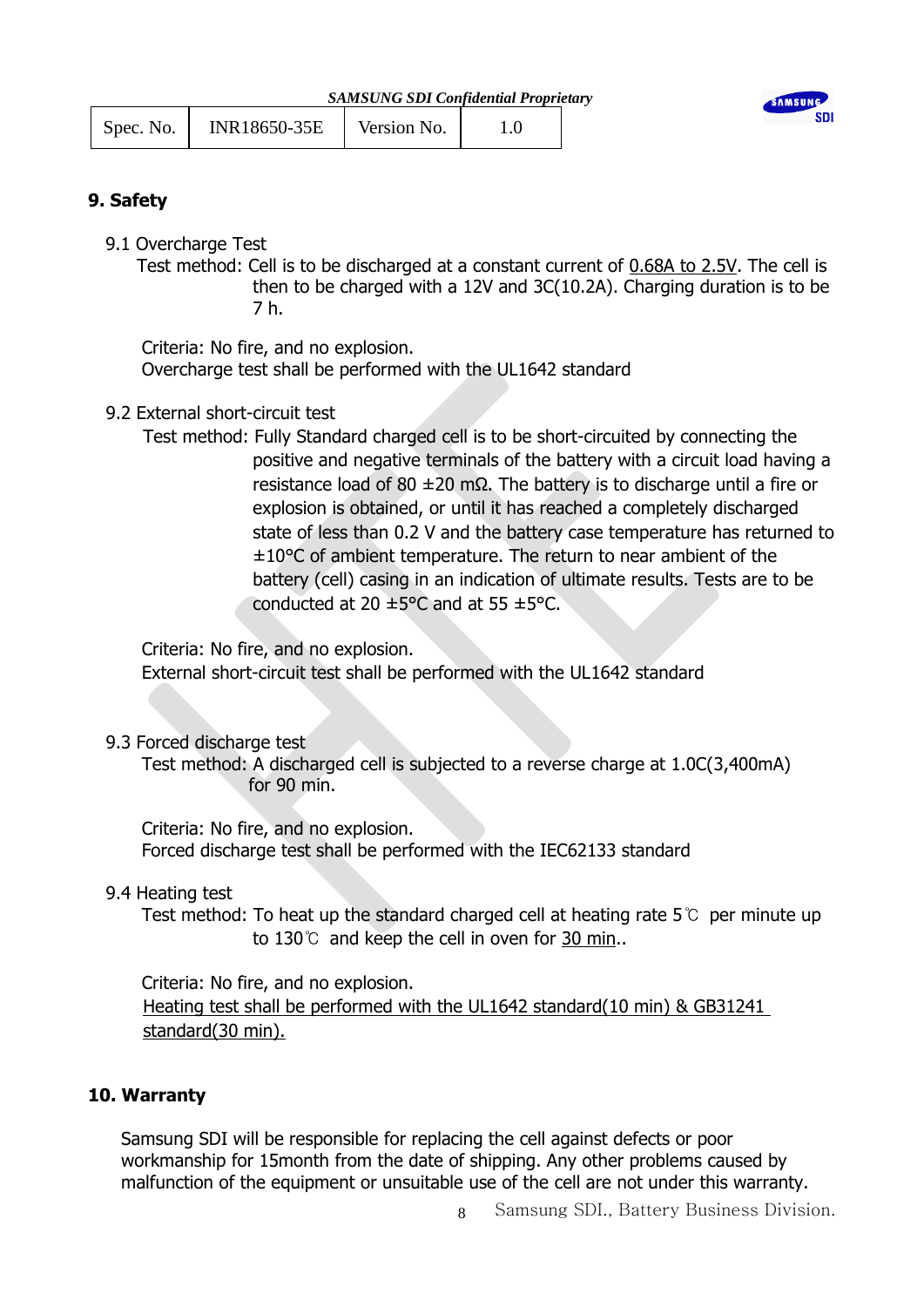## 9. Safety

### 9.1 Overcharge Test

Test method: Cell is to be discharged at a constant current of 0.68A to 2.5V. The cell is then to be charged with a 12V and 3C(10.2A). Charging duration is to be 7 h.

Criteria: No fire, and no explosion.
Overcharge test shall be performed with the UL1642 standard

### 9.2 External short-circuit test

Test method: Fully Standard charged cell is to be short-circuited by connecting the positive and negative terminals of the battery with a circuit load having a resistance load of 80 ±20 mΩ. The battery is to discharge until a fire or explosion is obtained, or until it has reached a completely discharged state of less than 0.2 V and the battery case temperature has returned to ±10°C of ambient temperature. The return to near ambient of the battery (cell) casing in an indication of ultimate results. Tests are to be conducted at 20 ±5°C and at 55 ±5°C.

Criteria: No fire, and no explosion.
External short-circuit test shall be performed with the UL1642 standard

### 9.3 Forced discharge test

Test method: A discharged cell is subjected to a reverse charge at 1.0C(3,400mA) for 90 min.

Criteria: No fire, and no explosion.
Forced discharge test shall be performed with the IEC62133 standard

### 9.4 Heating test

Test method: To heat up the standard charged cell at heating rate 5℃ per minute up to 130℃ and keep the cell in oven for 30 min..

Criteria: No fire, and no explosion.
Heating test shall be performed with the UL1642 standard(10 min) & GB31241 standard(30 min).

## 10. Warranty

Samsung SDI will be responsible for replacing the cell against defects or poor workmanship for 15month from the date of shipping. Any other problems caused by malfunction of the equipment or unsuitable use of the cell are not under this warranty.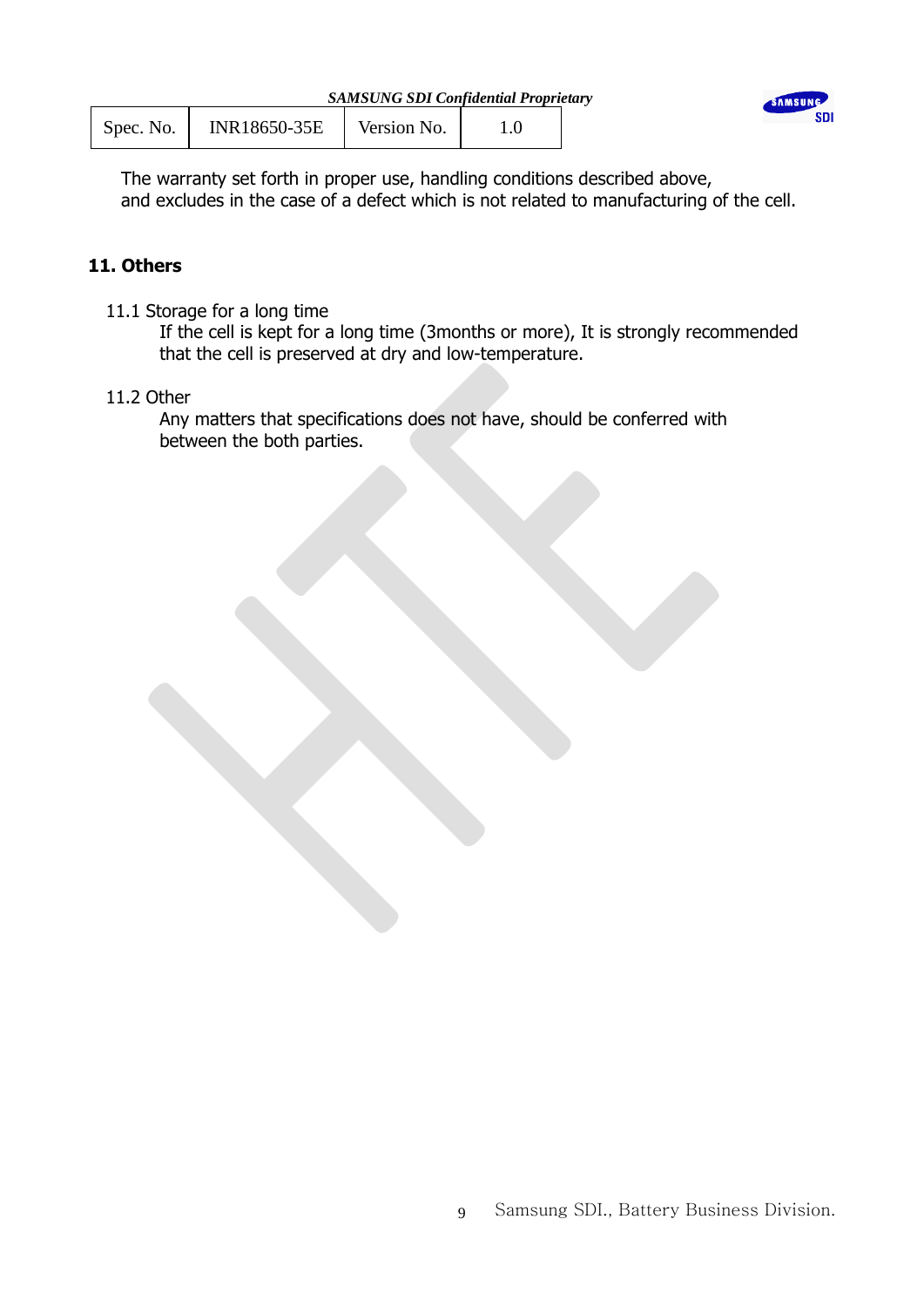The warranty set forth in proper use, handling conditions described above,
and excludes in the case of a defect which is not related to manufacturing of the cell.

## 11. Others

11.1 Storage for a long time

If the cell is kept for a long time (3months or more), It is strongly recommended that the cell is preserved at dry and low-temperature.

11.2 Other

Any matters that specifications does not have, should be conferred with between the both parties.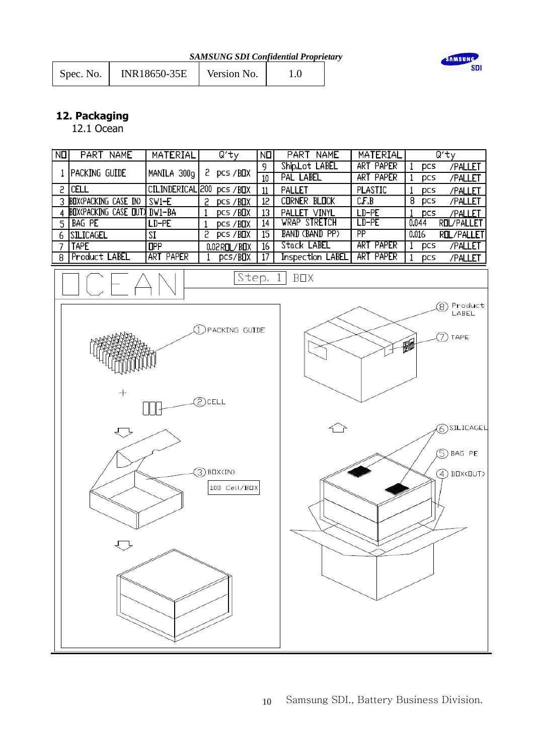## 12. Packaging

### 12.1 Ocean

| NO | PART NAME | MATERIAL | Q'ty | NO | PART NAME | MATERIAL | Q'ty |
|---|---|---|---|---|---|---|---|
| 1 | PACKING GUIDE | MANILA 300g | 2 pcs /BOX | 9 | Ship.Lot LABEL | ART PAPER | 1 pcs /PALLET |
| | | | | 10 | PAL LABEL | ART PAPER | 1 pcs /PALLET |
| 2 | CELL | CILINDERICAL | 200 pcs /BOX | 11 | PALLET | PLASTIC | 1 pcs /PALLET |
| 3 | BOX(PACKING CASE IN) | SW1-E | 2 pcs /BOX | 12 | CORNER BLOCK | C.F.B | 8 pcs /PALLET |
| 4 | BOX(PACKING CASE OUT) | DW1-BA | 1 pcs /BOX | 13 | PALLET VINYL | LD-PE | 1 pcs /PALLET |
| 5 | BAG PE | LD-PE | 1 pcs /BOX | 14 | WRAP STRETCH | LD-PE | 0.044 ROL/PALLET |
| 6 | SILICAGEL | SI | 2 pcs /BOX | 15 | BAND (BAND PP) | PP | 0.016 ROL/PALLET |
| 7 | TAPE | OPP | 0.02ROL/BOX | 16 | Stack LABEL | ART PAPER | 1 pcs /PALLET |
| 8 | Product LABEL | ART PAPER | 1 pcs/BOX | 17 | Inspection LABEL | ART PAPER | 1 pcs /PALLET |

OCEAN

Step. 1 BOX

① PACKING GUIDE

② CELL

③ BOX(IN)

100 Cell/BOX

④ BOX(OUT)

⑤ BAG PE

⑥ SILICAGEL

⑦ TAPE

⑧ Product LABEL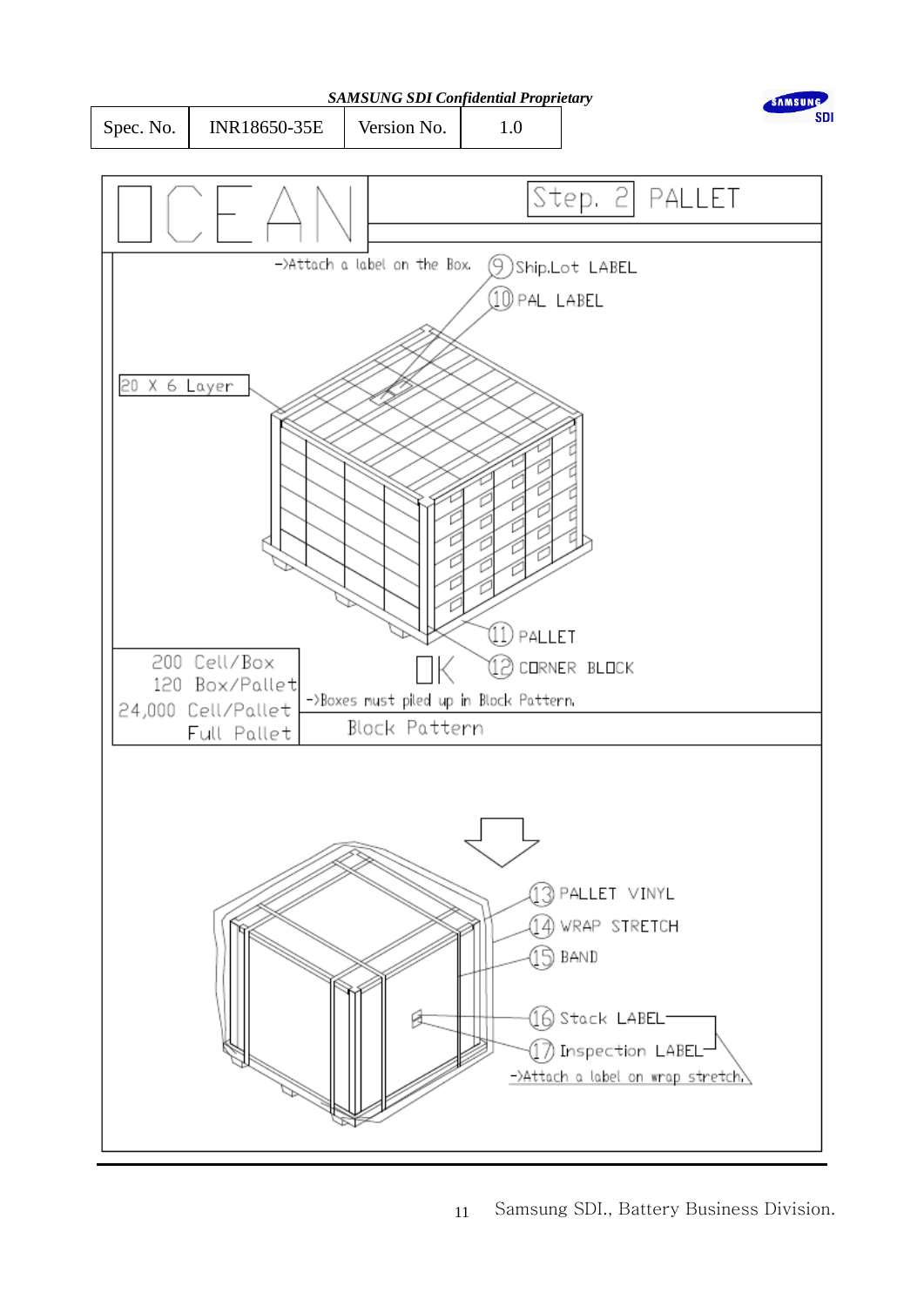| Spec. No. | INR18650-35E | Version No. | 1.0 |
|---|---|---|---|

# OCEAN

## Step. 2 PALLET

->Attach a label on the Box.

⑨ Ship.Lot LABEL

⑩ PAL LABEL

20 X 6 Layer

⑪ PALLET

⑫ CORNER BLOCK

200 Cell/Box
120 Box/Pallet
24,000 Cell/Pallet
Full Pallet

OK

->Boxes must piled up in Block Pattern.

Block Pattern

⑬ PALLET VINYL

⑭ WRAP STRETCH

⑮ BAND

⑯ Stack LABEL

⑰ Inspection LABEL

->Attach a label on wrap stretch.

Samsung SDI., Battery Business Division.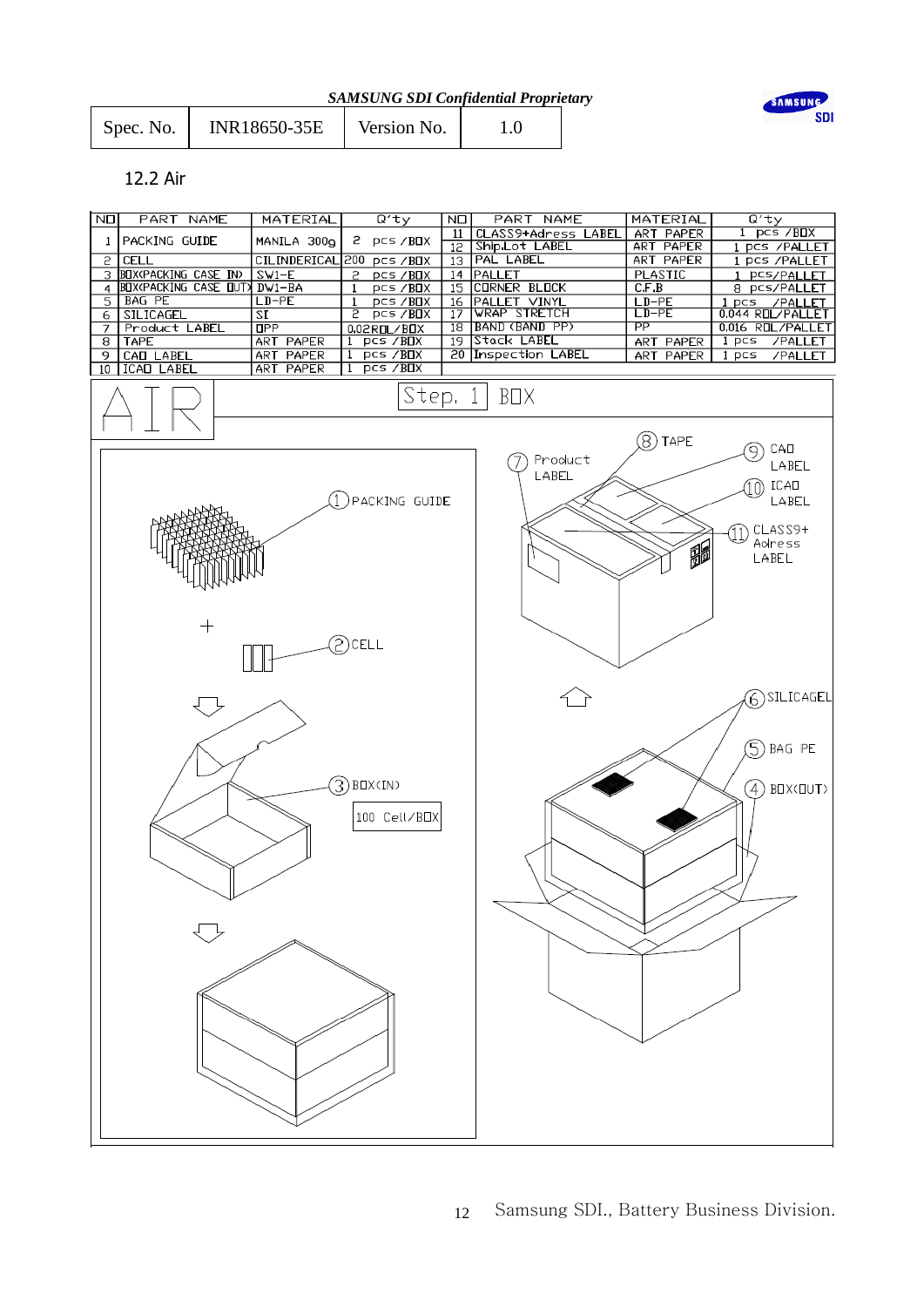## 12.2 Air

| NO | PART NAME | MATERIAL | Q'ty | NO | PART NAME | MATERIAL | Q'ty |
|---|---|---|---|---|---|---|---|
| 1 | PACKING GUIDE | MANILA 300g | 2 pcs /BOX | 11 | CLASS9+Adress LABEL | ART PAPER | 1 pcs /BOX |
| | | | | 12 | Ship.Lot LABEL | ART PAPER | 1 pcs /PALLET |
| 2 | CELL | CILINDERICAL | 200 pcs /BOX | 13 | PAL LABEL | ART PAPER | 1 pcs /PALLET |
| 3 | BOX(PACKING CASE IN) | SW1-E | 2 pcs /BOX | 14 | PALLET | PLASTIC | 1 pcs/PALLET |
| 4 | BOX(PACKING CASE OUT) | DW1-BA | 1 pcs /BOX | 15 | CORNER BLOCK | C.F.B | 8 pcs/PALLET |
| 5 | BAG PE | LD-PE | 1 pcs /BOX | 16 | PALLET VINYL | LD-PE | 1 pcs /PALLET |
| 6 | SILICAGEL | SI | 2 pcs /BOX | 17 | WRAP STRETCH | LD-PE | 0.044 ROL/PALLET |
| 7 | Product LABEL | OPP | 0.02ROL/BOX | 18 | BAND (BAND PP) | PP | 0.016 ROL/PALLET |
| 8 | TAPE | ART PAPER | 1 pcs /BOX | 19 | Stack LABEL | ART PAPER | 1 pcs /PALLET |
| 9 | CAO LABEL | ART PAPER | 1 pcs /BOX | 20 | Inspection LABEL | ART PAPER | 1 pcs /PALLET |
| 10 | ICAO LABEL | ART PAPER | 1 pcs /BOX | | | | |

AIR — Step. 1 BOX

① PACKING GUIDE
② CELL
③ BOX(IN) — 100 Cell/BOX
④ BOX(OUT)
⑤ BAG PE
⑥ SILICAGEL
⑦ Product LABEL
⑧ TAPE
⑨ CAO LABEL
⑩ ICAO LABEL
⑪ CLASS9+ Adress LABEL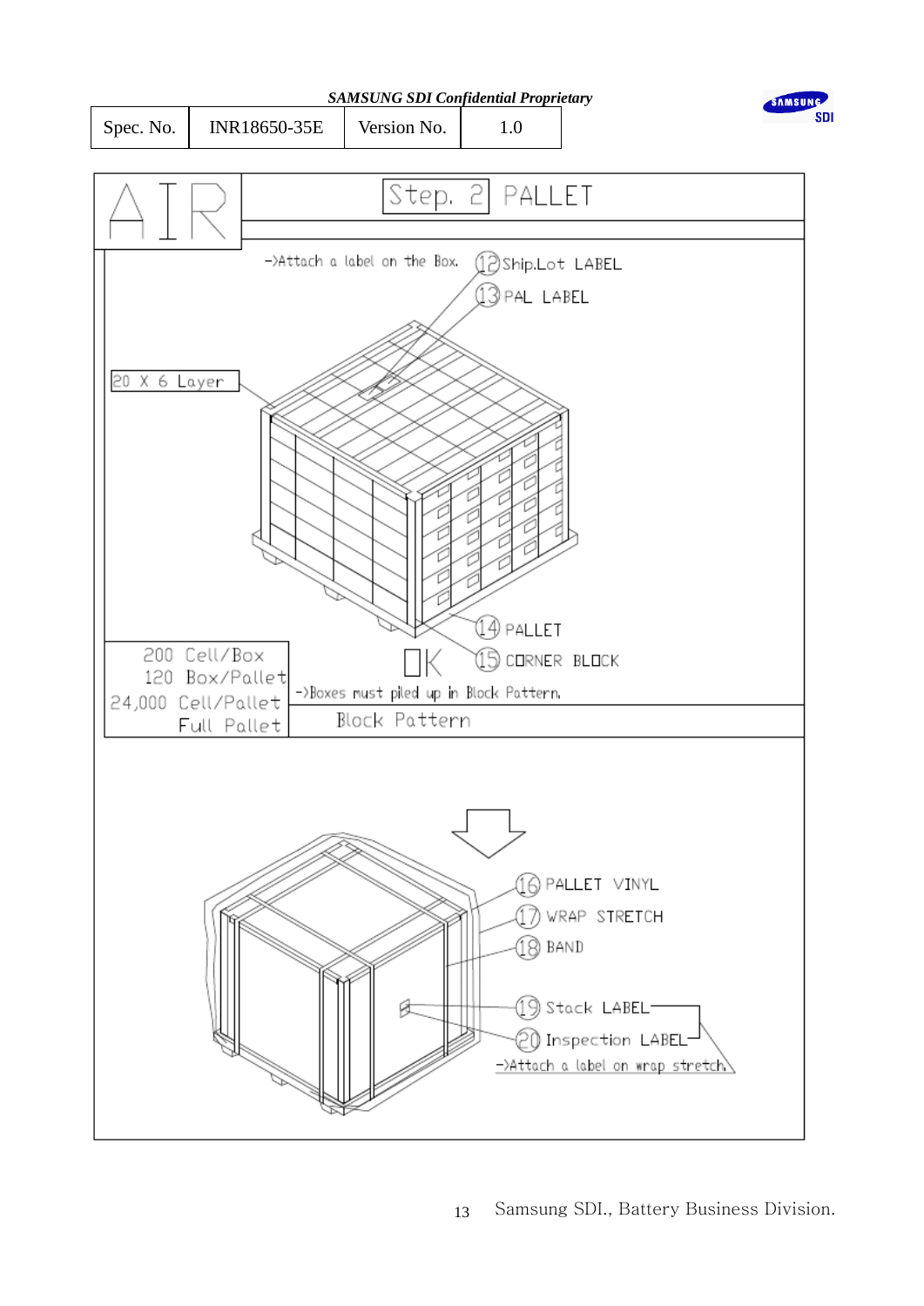*SAMSUNG SDI Confidential Proprietary*

| Spec. No. | INR18650-35E | Version No. | 1.0 |
|---|---|---|---|

AIR

Step. 2 PALLET

->Attach a label on the Box.

⑫ Ship.Lot LABEL

⑬ PAL LABEL

20 X 6 Layer

⑭ PALLET

⑮ CORNER BLOCK

OK

200 Cell/Box
120 Box/Pallet
24,000 Cell/Pallet
Full Pallet

->Boxes must piled up in Block Pattern.

Block Pattern

⑯ PALLET VINYL

⑰ WRAP STRETCH

⑱ BAND

⑲ Stack LABEL

⑳ Inspection LABEL

->Attach a label on wrap stretch.

Samsung SDI., Battery Business Division.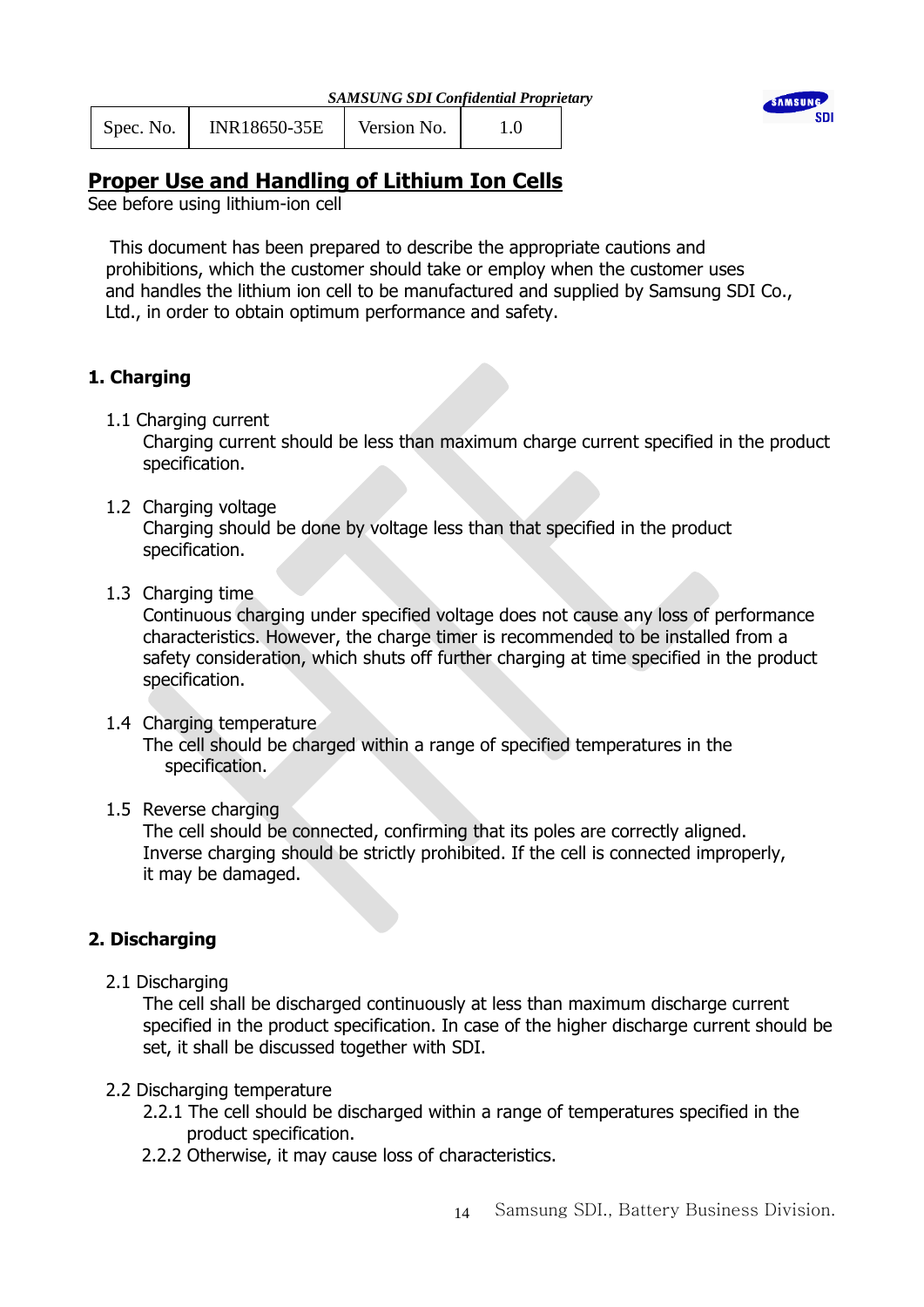## Proper Use and Handling of Lithium Ion Cells

See before using lithium-ion cell

This document has been prepared to describe the appropriate cautions and prohibitions, which the customer should take or employ when the customer uses and handles the lithium ion cell to be manufactured and supplied by Samsung SDI Co., Ltd., in order to obtain optimum performance and safety.

### 1. Charging

1.1 Charging current
Charging current should be less than maximum charge current specified in the product specification.

1.2 Charging voltage
Charging should be done by voltage less than that specified in the product specification.

1.3 Charging time
Continuous charging under specified voltage does not cause any loss of performance characteristics. However, the charge timer is recommended to be installed from a safety consideration, which shuts off further charging at time specified in the product specification.

1.4 Charging temperature
The cell should be charged within a range of specified temperatures in the specification.

1.5 Reverse charging
The cell should be connected, confirming that its poles are correctly aligned. Inverse charging should be strictly prohibited. If the cell is connected improperly, it may be damaged.

### 2. Discharging

2.1 Discharging
The cell shall be discharged continuously at less than maximum discharge current specified in the product specification. In case of the higher discharge current should be set, it shall be discussed together with SDI.

2.2 Discharging temperature
2.2.1 The cell should be discharged within a range of temperatures specified in the product specification.
2.2.2 Otherwise, it may cause loss of characteristics.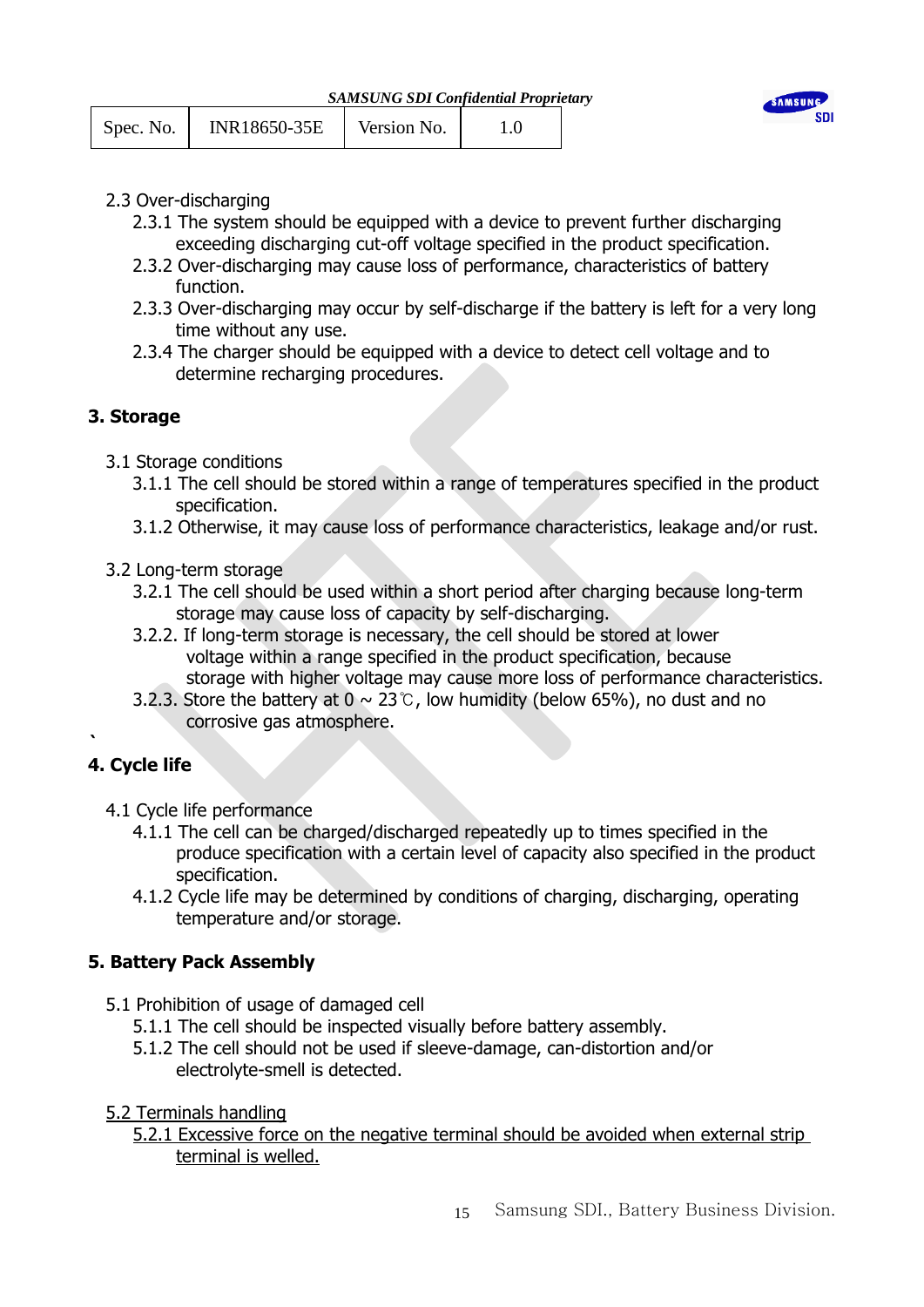2.3 Over-discharging

2.3.1 The system should be equipped with a device to prevent further discharging exceeding discharging cut-off voltage specified in the product specification.

2.3.2 Over-discharging may cause loss of performance, characteristics of battery function.

2.3.3 Over-discharging may occur by self-discharge if the battery is left for a very long time without any use.

2.3.4 The charger should be equipped with a device to detect cell voltage and to determine recharging procedures.

**3. Storage**

3.1 Storage conditions

3.1.1 The cell should be stored within a range of temperatures specified in the product specification.

3.1.2 Otherwise, it may cause loss of performance characteristics, leakage and/or rust.

3.2 Long-term storage

3.2.1 The cell should be used within a short period after charging because long-term storage may cause loss of capacity by self-discharging.

3.2.2. If long-term storage is necessary, the cell should be stored at lower voltage within a range specified in the product specification, because storage with higher voltage may cause more loss of performance characteristics.

3.2.3. Store the battery at 0 ~ 23℃, low humidity (below 65%), no dust and no corrosive gas atmosphere.

`

**4. Cycle life**

4.1 Cycle life performance

4.1.1 The cell can be charged/discharged repeatedly up to times specified in the produce specification with a certain level of capacity also specified in the product specification.

4.1.2 Cycle life may be determined by conditions of charging, discharging, operating temperature and/or storage.

**5. Battery Pack Assembly**

5.1 Prohibition of usage of damaged cell

5.1.1 The cell should be inspected visually before battery assembly.

5.1.2 The cell should not be used if sleeve-damage, can-distortion and/or electrolyte-smell is detected.

<u>5.2 Terminals handling</u>

<u>5.2.1 Excessive force on the negative terminal should be avoided when external strip terminal is welled.</u>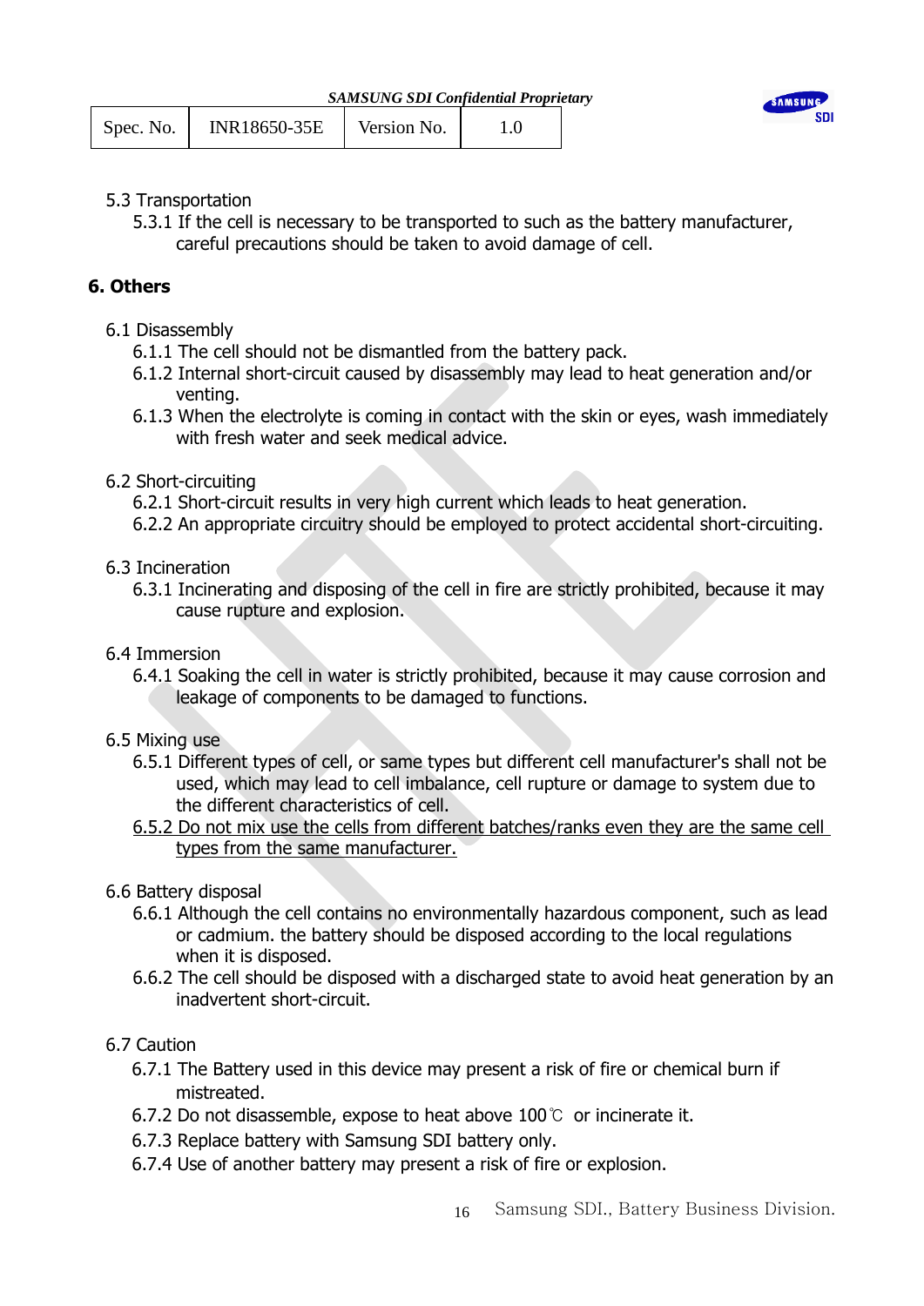5.3 Transportation

5.3.1 If the cell is necessary to be transported to such as the battery manufacturer, careful precautions should be taken to avoid damage of cell.

## 6. Others

6.1 Disassembly

6.1.1 The cell should not be dismantled from the battery pack.

6.1.2 Internal short-circuit caused by disassembly may lead to heat generation and/or venting.

6.1.3 When the electrolyte is coming in contact with the skin or eyes, wash immediately with fresh water and seek medical advice.

6.2 Short-circuiting

6.2.1 Short-circuit results in very high current which leads to heat generation.

6.2.2 An appropriate circuitry should be employed to protect accidental short-circuiting.

6.3 Incineration

6.3.1 Incinerating and disposing of the cell in fire are strictly prohibited, because it may cause rupture and explosion.

6.4 Immersion

6.4.1 Soaking the cell in water is strictly prohibited, because it may cause corrosion and leakage of components to be damaged to functions.

6.5 Mixing use

6.5.1 Different types of cell, or same types but different cell manufacturer's shall not be used, which may lead to cell imbalance, cell rupture or damage to system due to the different characteristics of cell.

<u>6.5.2 Do not mix use the cells from different batches/ranks even they are the same cell types from the same manufacturer.</u>

6.6 Battery disposal

6.6.1 Although the cell contains no environmentally hazardous component, such as lead or cadmium. the battery should be disposed according to the local regulations when it is disposed.

6.6.2 The cell should be disposed with a discharged state to avoid heat generation by an inadvertent short-circuit.

6.7 Caution

6.7.1 The Battery used in this device may present a risk of fire or chemical burn if mistreated.

6.7.2 Do not disassemble, expose to heat above 100℃ or incinerate it.

6.7.3 Replace battery with Samsung SDI battery only.

6.7.4 Use of another battery may present a risk of fire or explosion.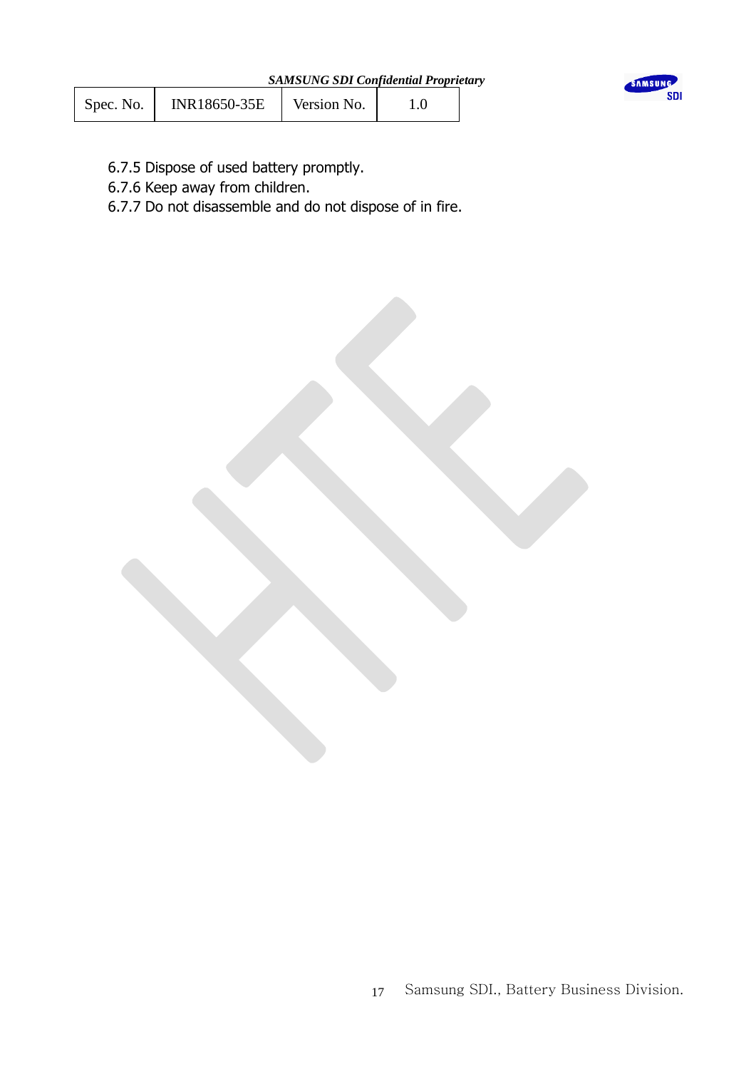6.7.5 Dispose of used battery promptly.
6.7.6 Keep away from children.
6.7.7 Do not disassemble and do not dispose of in fire.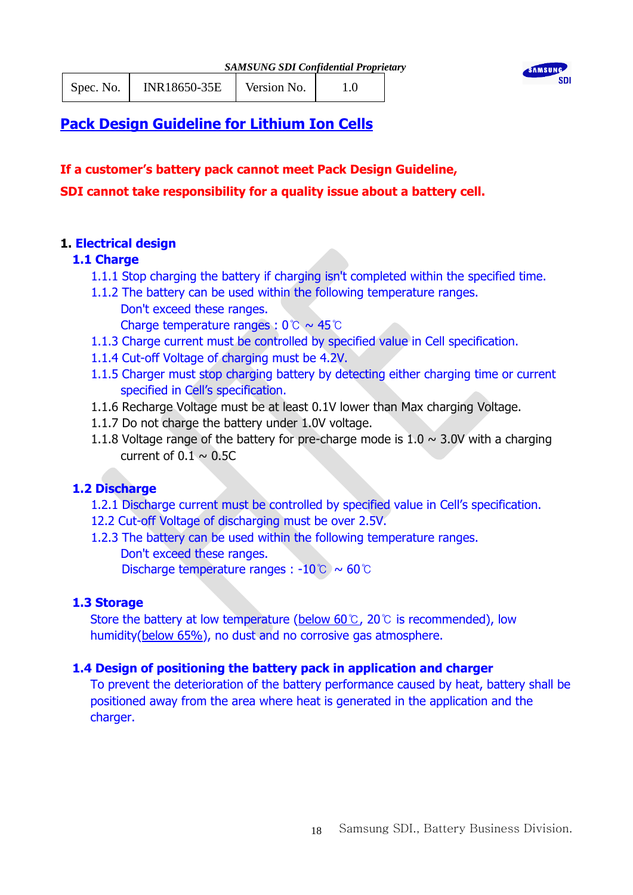| Spec. No. | INR18650-35E | Version No. | 1.0 |
|---|---|---|---|

# Pack Design Guideline for Lithium Ion Cells

**If a customer's battery pack cannot meet Pack Design Guideline,**
**SDI cannot take responsibility for a quality issue about a battery cell.**

## 1. Electrical design

### 1.1 Charge

1.1.1 Stop charging the battery if charging isn't completed within the specified time.

1.1.2 The battery can be used within the following temperature ranges.
Don't exceed these ranges.
Charge temperature ranges : 0℃ ~ 45℃

1.1.3 Charge current must be controlled by specified value in Cell specification.

1.1.4 Cut-off Voltage of charging must be 4.2V.

1.1.5 Charger must stop charging battery by detecting either charging time or current specified in Cell's specification.

1.1.6 Recharge Voltage must be at least 0.1V lower than Max charging Voltage.

1.1.7 Do not charge the battery under 1.0V voltage.

1.1.8 Voltage range of the battery for pre-charge mode is 1.0 ~ 3.0V with a charging current of 0.1 ~ 0.5C

### 1.2 Discharge

1.2.1 Discharge current must be controlled by specified value in Cell's specification.

12.2 Cut-off Voltage of discharging must be over 2.5V.

1.2.3 The battery can be used within the following temperature ranges.
Don't exceed these ranges.
Discharge temperature ranges : -10℃ ~ 60℃

### 1.3 Storage

Store the battery at low temperature (below 60℃, 20℃ is recommended), low humidity(below 65%), no dust and no corrosive gas atmosphere.

### 1.4 Design of positioning the battery pack in application and charger

To prevent the deterioration of the battery performance caused by heat, battery shall be positioned away from the area where heat is generated in the application and the charger.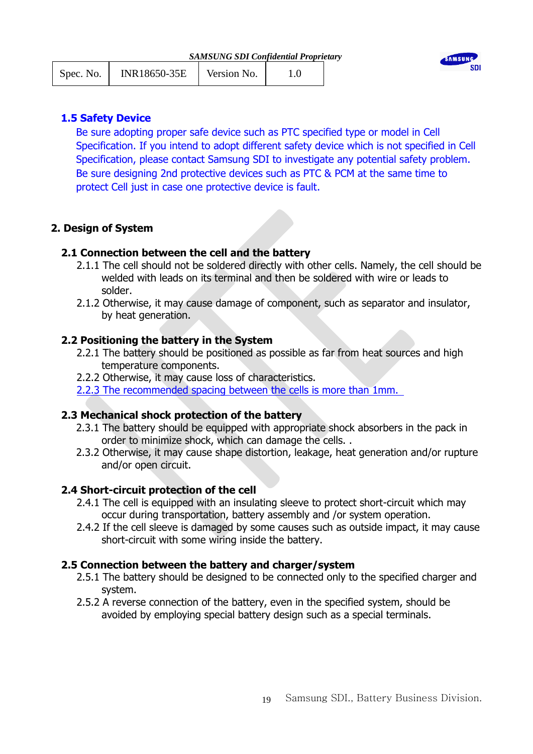### 1.5 Safety Device

Be sure adopting proper safe device such as PTC specified type or model in Cell Specification. If you intend to adopt different safety device which is not specified in Cell Specification, please contact Samsung SDI to investigate any potential safety problem. Be sure designing 2nd protective devices such as PTC & PCM at the same time to protect Cell just in case one protective device is fault.

## 2. Design of System

### 2.1 Connection between the cell and the battery

2.1.1 The cell should not be soldered directly with other cells. Namely, the cell should be welded with leads on its terminal and then be soldered with wire or leads to solder.

2.1.2 Otherwise, it may cause damage of component, such as separator and insulator, by heat generation.

### 2.2 Positioning the battery in the System

2.2.1 The battery should be positioned as possible as far from heat sources and high temperature components.

2.2.2 Otherwise, it may cause loss of characteristics.

2.2.3 The recommended spacing between the cells is more than 1mm.

### 2.3 Mechanical shock protection of the battery

2.3.1 The battery should be equipped with appropriate shock absorbers in the pack in order to minimize shock, which can damage the cells. .

2.3.2 Otherwise, it may cause shape distortion, leakage, heat generation and/or rupture and/or open circuit.

### 2.4 Short-circuit protection of the cell

2.4.1 The cell is equipped with an insulating sleeve to protect short-circuit which may occur during transportation, battery assembly and /or system operation.

2.4.2 If the cell sleeve is damaged by some causes such as outside impact, it may cause short-circuit with some wiring inside the battery.

### 2.5 Connection between the battery and charger/system

2.5.1 The battery should be designed to be connected only to the specified charger and system.

2.5.2 A reverse connection of the battery, even in the specified system, should be avoided by employing special battery design such as a special terminals.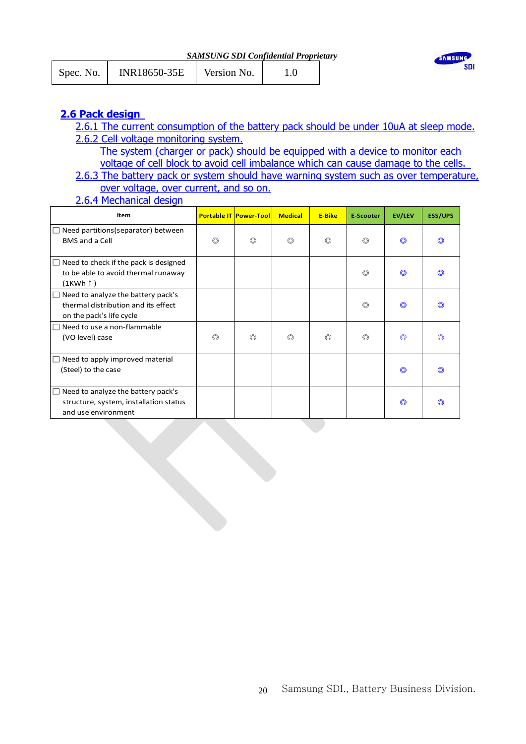## 2.6 Pack design

2.6.1 The current consumption of the battery pack should be under 10uA at sleep mode.

2.6.2 Cell voltage monitoring system.

The system (charger or pack) should be equipped with a device to monitor each voltage of cell block to avoid cell imbalance which can cause damage to the cells.

2.6.3 The battery pack or system should have warning system such as over temperature, over voltage, over current, and so on.

2.6.4 Mechanical design

| Item | Portable IT | Power-Tool | Medical | E-Bike | E-Scooter | EV/LEV | ESS/UPS |
|---|---|---|---|---|---|---|---|
| ☐ Need partitions(separator) between BMS and a Cell | ◎ | ◎ | ◎ | ◎ | ◎ | ◎ | ◎ |
| ☐ Need to check if the pack is designed to be able to avoid thermal runaway (1KWh ↑) | | | | | ◎ | ◎ | ◎ |
| ☐ Need to analyze the battery pack's thermal distribution and its effect on the pack's life cycle | | | | | ◎ | ◎ | ◎ |
| ☐ Need to use a non-flammable (VO level) case | ◎ | ◎ | ◎ | ◎ | ◎ | ◎ | ◎ |
| ☐ Need to apply improved material (Steel) to the case | | | | | | ◎ | ◎ |
| ☐ Need to analyze the battery pack's structure, system, installation status and use environment | | | | | | ◎ | ◎ |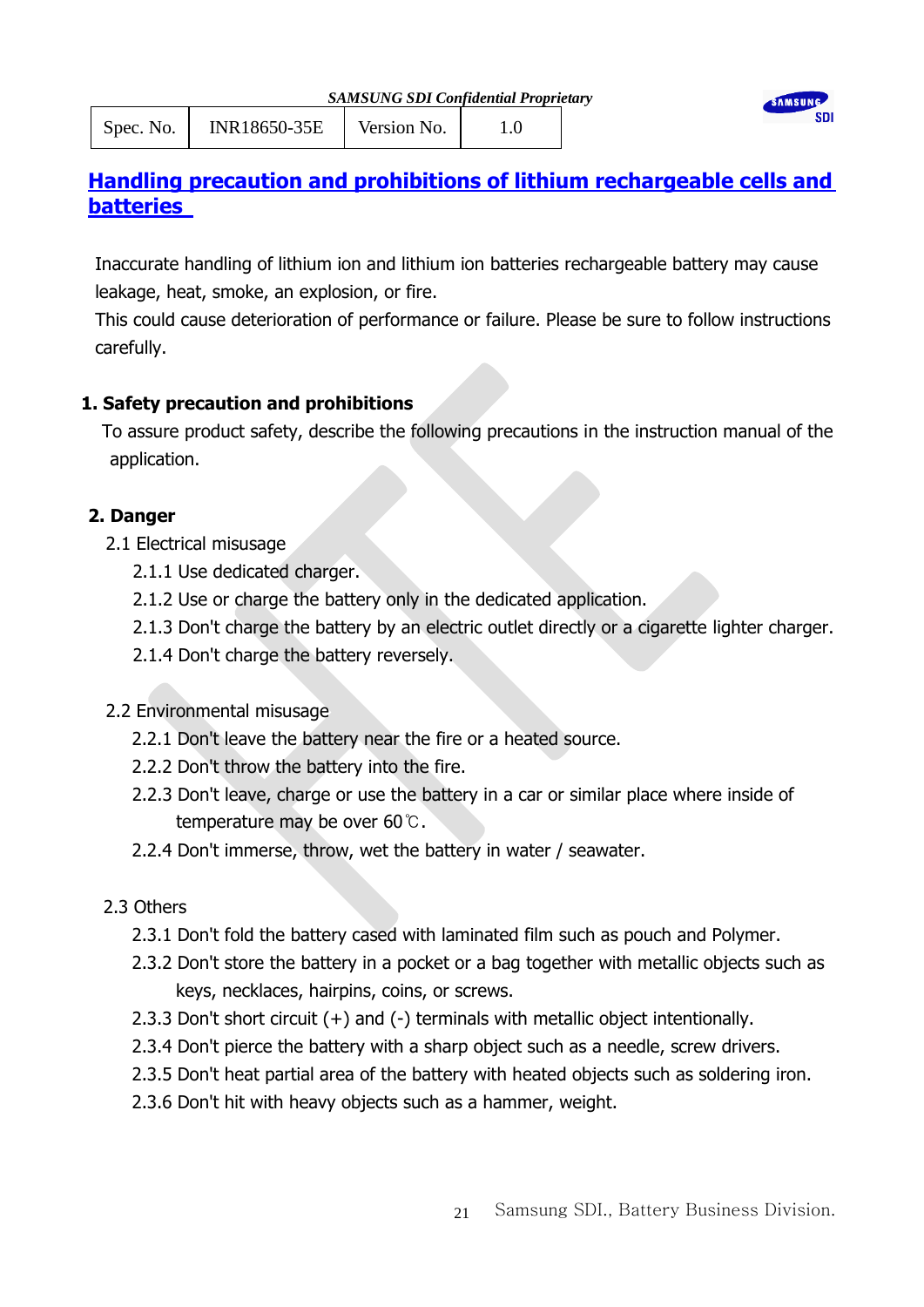## Handling precaution and prohibitions of lithium rechargeable cells and batteries

Inaccurate handling of lithium ion and lithium ion batteries rechargeable battery may cause leakage, heat, smoke, an explosion, or fire.
This could cause deterioration of performance or failure. Please be sure to follow instructions carefully.

### 1. Safety precaution and prohibitions

To assure product safety, describe the following precautions in the instruction manual of the application.

### 2. Danger

2.1 Electrical misusage

2.1.1 Use dedicated charger.
2.1.2 Use or charge the battery only in the dedicated application.
2.1.3 Don't charge the battery by an electric outlet directly or a cigarette lighter charger.
2.1.4 Don't charge the battery reversely.

2.2 Environmental misusage

2.2.1 Don't leave the battery near the fire or a heated source.
2.2.2 Don't throw the battery into the fire.
2.2.3 Don't leave, charge or use the battery in a car or similar place where inside of temperature may be over 60℃.
2.2.4 Don't immerse, throw, wet the battery in water / seawater.

2.3 Others

2.3.1 Don't fold the battery cased with laminated film such as pouch and Polymer.
2.3.2 Don't store the battery in a pocket or a bag together with metallic objects such as keys, necklaces, hairpins, coins, or screws.
2.3.3 Don't short circuit (+) and (-) terminals with metallic object intentionally.
2.3.4 Don't pierce the battery with a sharp object such as a needle, screw drivers.
2.3.5 Don't heat partial area of the battery with heated objects such as soldering iron.
2.3.6 Don't hit with heavy objects such as a hammer, weight.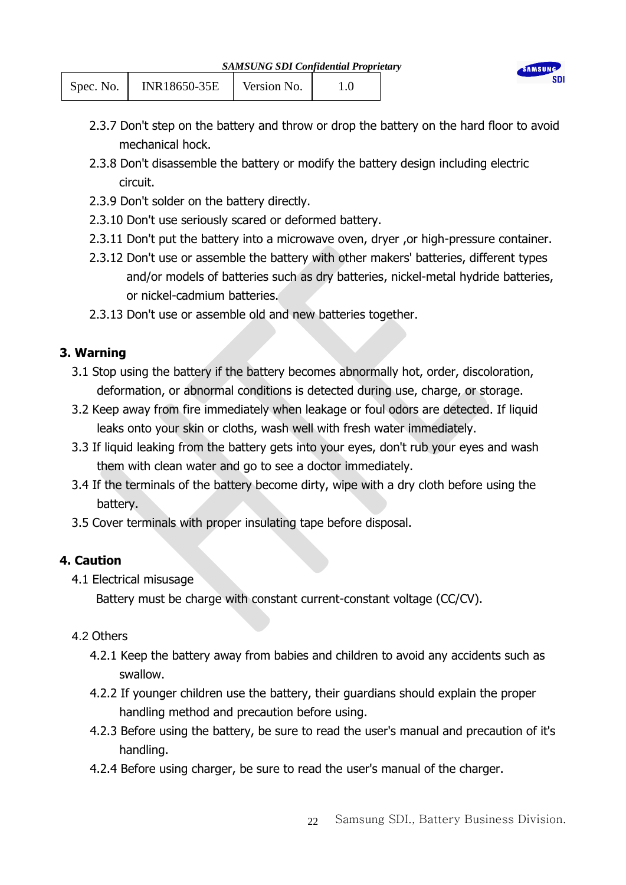2.3.7 Don't step on the battery and throw or drop the battery on the hard floor to avoid mechanical hock.

2.3.8 Don't disassemble the battery or modify the battery design including electric circuit.

2.3.9 Don't solder on the battery directly.

2.3.10 Don't use seriously scared or deformed battery.

2.3.11 Don't put the battery into a microwave oven, dryer ,or high-pressure container.

2.3.12 Don't use or assemble the battery with other makers' batteries, different types and/or models of batteries such as dry batteries, nickel-metal hydride batteries, or nickel-cadmium batteries.

2.3.13 Don't use or assemble old and new batteries together.

## 3. Warning

3.1 Stop using the battery if the battery becomes abnormally hot, order, discoloration, deformation, or abnormal conditions is detected during use, charge, or storage.

3.2 Keep away from fire immediately when leakage or foul odors are detected. If liquid leaks onto your skin or cloths, wash well with fresh water immediately.

3.3 If liquid leaking from the battery gets into your eyes, don't rub your eyes and wash them with clean water and go to see a doctor immediately.

3.4 If the terminals of the battery become dirty, wipe with a dry cloth before using the battery.

3.5 Cover terminals with proper insulating tape before disposal.

## 4. Caution

4.1 Electrical misusage

Battery must be charge with constant current-constant voltage (CC/CV).

4.2 Others

4.2.1 Keep the battery away from babies and children to avoid any accidents such as swallow.

4.2.2 If younger children use the battery, their guardians should explain the proper handling method and precaution before using.

4.2.3 Before using the battery, be sure to read the user's manual and precaution of it's handling.

4.2.4 Before using charger, be sure to read the user's manual of the charger.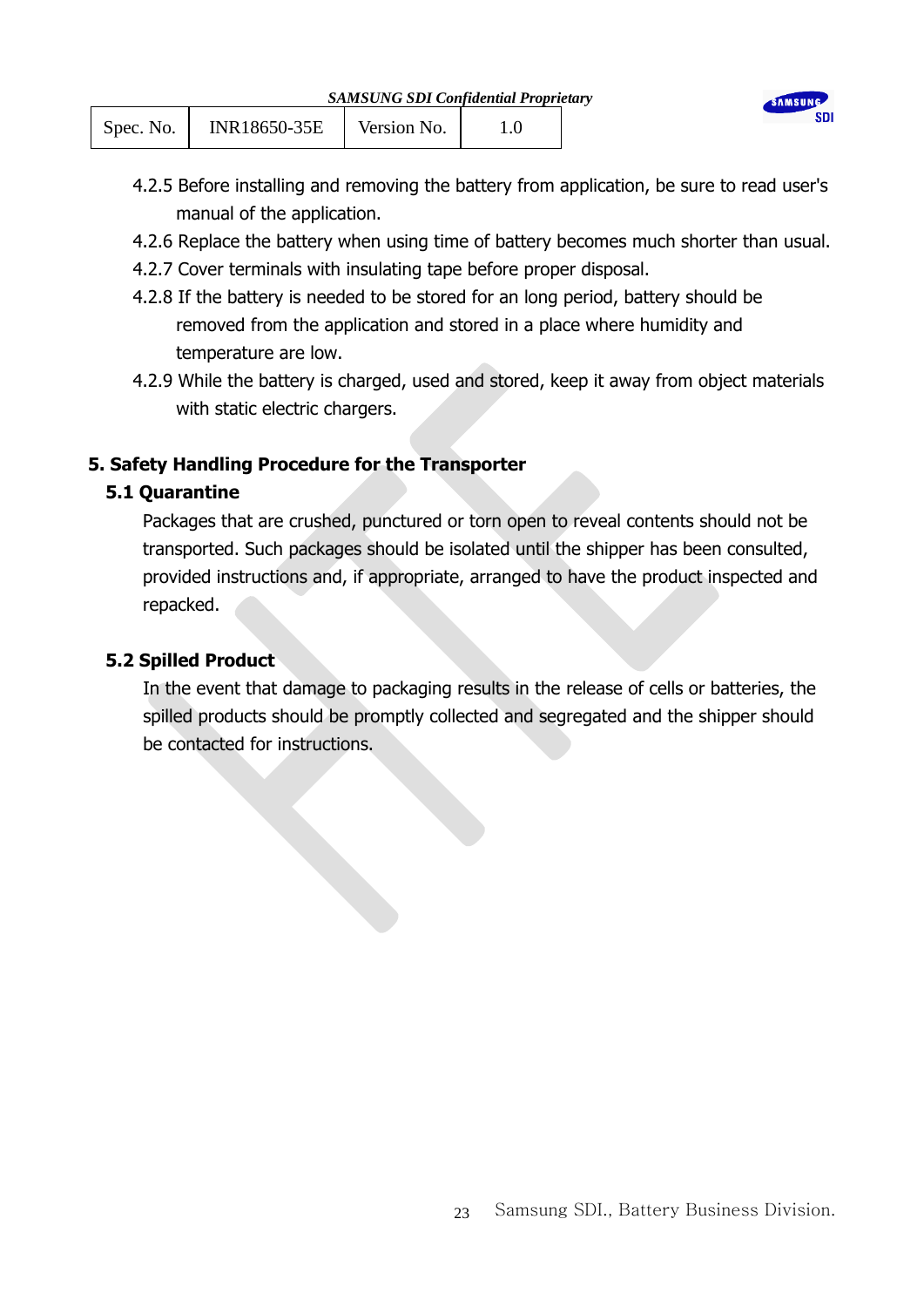4.2.5 Before installing and removing the battery from application, be sure to read user's manual of the application.

4.2.6 Replace the battery when using time of battery becomes much shorter than usual.

4.2.7 Cover terminals with insulating tape before proper disposal.

4.2.8 If the battery is needed to be stored for an long period, battery should be removed from the application and stored in a place where humidity and temperature are low.

4.2.9 While the battery is charged, used and stored, keep it away from object materials with static electric chargers.

## 5. Safety Handling Procedure for the Transporter

### 5.1 Quarantine

Packages that are crushed, punctured or torn open to reveal contents should not be transported. Such packages should be isolated until the shipper has been consulted, provided instructions and, if appropriate, arranged to have the product inspected and repacked.

### 5.2 Spilled Product

In the event that damage to packaging results in the release of cells or batteries, the spilled products should be promptly collected and segregated and the shipper should be contacted for instructions.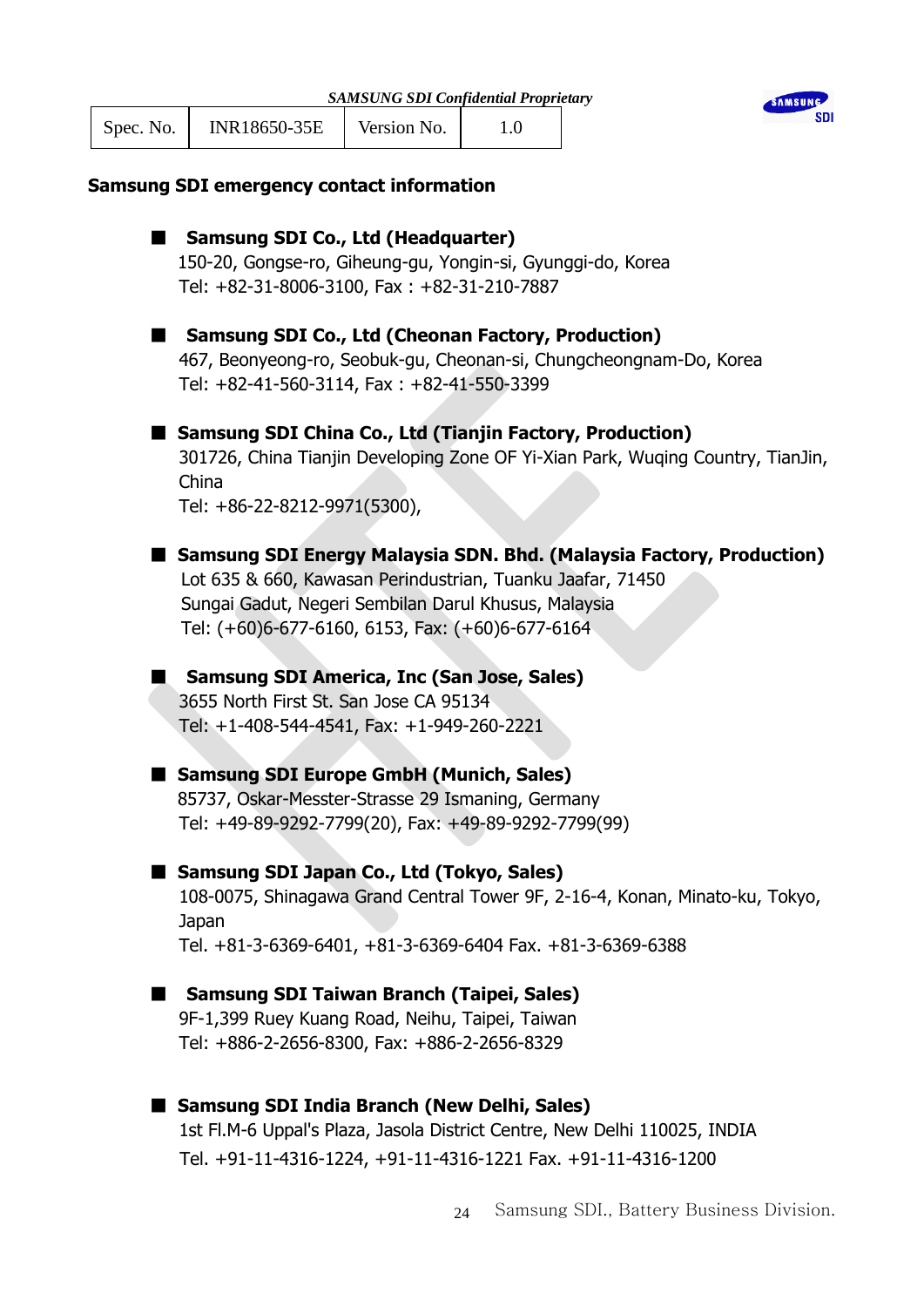## Samsung SDI emergency contact information

- **Samsung SDI Co., Ltd (Headquarter)**
  150-20, Gongse-ro, Giheung-gu, Yongin-si, Gyunggi-do, Korea
  Tel: +82-31-8006-3100, Fax : +82-31-210-7887

- **Samsung SDI Co., Ltd (Cheonan Factory, Production)**
  467, Beonyeong-ro, Seobuk-gu, Cheonan-si, Chungcheongnam-Do, Korea
  Tel: +82-41-560-3114, Fax : +82-41-550-3399

- **Samsung SDI China Co., Ltd (Tianjin Factory, Production)**
  301726, China Tianjin Developing Zone OF Yi-Xian Park, Wuqing Country, TianJin, China
  Tel: +86-22-8212-9971(5300),

- **Samsung SDI Energy Malaysia SDN. Bhd. (Malaysia Factory, Production)**
  Lot 635 & 660, Kawasan Perindustrian, Tuanku Jaafar, 71450
  Sungai Gadut, Negeri Sembilan Darul Khusus, Malaysia
  Tel: (+60)6-677-6160, 6153, Fax: (+60)6-677-6164

- **Samsung SDI America, Inc (San Jose, Sales)**
  3655 North First St. San Jose CA 95134
  Tel: +1-408-544-4541, Fax: +1-949-260-2221

- **Samsung SDI Europe GmbH (Munich, Sales)**
  85737, Oskar-Messter-Strasse 29 Ismaning, Germany
  Tel: +49-89-9292-7799(20), Fax: +49-89-9292-7799(99)

- **Samsung SDI Japan Co., Ltd (Tokyo, Sales)**
  108-0075, Shinagawa Grand Central Tower 9F, 2-16-4, Konan, Minato-ku, Tokyo, Japan
  Tel. +81-3-6369-6401, +81-3-6369-6404 Fax. +81-3-6369-6388

- **Samsung SDI Taiwan Branch (Taipei, Sales)**
  9F-1,399 Ruey Kuang Road, Neihu, Taipei, Taiwan
  Tel: +886-2-2656-8300, Fax: +886-2-2656-8329

- **Samsung SDI India Branch (New Delhi, Sales)**
  1st Fl.M-6 Uppal's Plaza, Jasola District Centre, New Delhi 110025, INDIA
  Tel. +91-11-4316-1224, +91-11-4316-1221 Fax. +91-11-4316-1200